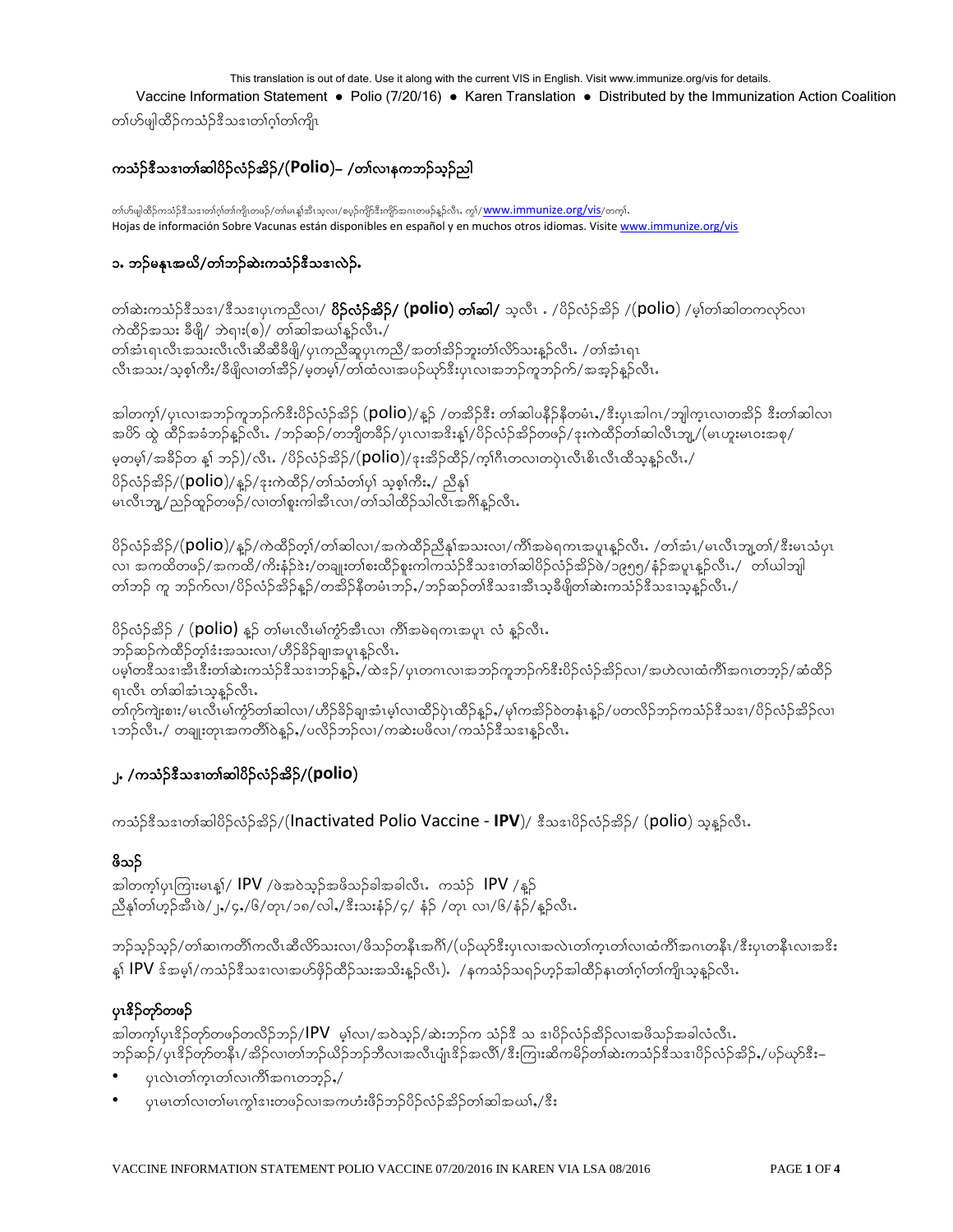This translation is out of date. Use it along with the current VIS in English. Visit www.immunize.org/vis for details.

Vaccine Information Statement ● Polio (7/20/16) ● Karen Translation ● Distributed by the Immunization Action Coalition

တၢ်ဟ်ဖျါထီၣ်ကသံၣ်ဒီသဒၢတၢ်ဂ့ၢ်တၢ်ကျိၤ

## ကသံၣ်ဒီသဒၢတၢ်ဆါပိၣ်လံၣ်အိၣ်/(Polio)– /တၢ်လၢနကဘၣ်သ့ၣ်ညါ

တၢ်ဟ်ဖျါထီၣ်ကသံၣ်ဒီသဒၢတၢ်ဂ့ၢ်တၢ်ကျိၤတဖၣ်/တၢ်မၤန့ၢ်အီၤသ့လၢ/စပ့ၣ်ကျိာ်ဒီးကျိာ်အဂၤတဖၣ်နူၣ်လီၤ. ကွၢ်/ www.immunize.org/vis/တက့ၢ်.
Hojas de información Sobre Vacunas están disponibles en español y en muchos otros idiomas. Visite www.immunize.org/vis

## ၁. ဘၣ်မနုၤအဃိ/တၢ်ဘၣ်ဆဲးကသံၣ်ဒီသဒၢလဲၣ်.

တၢ်ဆဲးကသံၣ်ဒီသဒၢ/ဒီသဒၢပှၤကညီလၢ/ **ပိၣ်လံၣ်အိၣ်/ (polio) တၢ်ဆါ/** သ့လီၤ . /ပိၣ်လံၣ်အိၣ် /(polio) /မ့ၢ်တၢ်ဆါတကလှာ်လၢ ကဲထီၣ်အသး ခီဖျိ/ ဘဲရၤး(စ)/ တၢ်ဆါအဃၢ်နူၣ်လီၤ./
တၢ်အံၤရၤလီၤအသးလီၤလီၤဆီဆီခီဖျိ/ပှၤကညီဆူပှၤကညီ/အတၢ်အိၣ်ဘူးတံၢ်လိာ်သးနူၣ်လီၤ. /တၢ်အံၤရၤ လီၤအသး/သ့စ့ၢ်ကီး/ခီဖျိလၢတၢ်အိၣ်/မ့တမ့ၢ်/တၢ်ထံလၢအပၣ်ဃုာ်ဒီးပှၤလၢအဘၣ်ကူဘၣ်က်/အအ့ၣ်နူၣ်လီၤ.

အါတက့ၢ်/ပှၤလၢအဘၣ်ကူဘၣ်က်ဒီးပိၣ်လံၣ်အိၣ် (polio)/နူၣ် /တအိၣ်ဒီး တၢ်ဆါပနိၣ်နီတမံၤ./ဒီးပှၤအါဂၤ/ဘျါက့ၤလၢတအိၣ် ဒီးတၢ်ဆါလၢ အဟိ ထွဲ ထီၣ်အခံဘၣ်နူၣ်လီၤ. /ဘၣ်ဆၣ်/တဘျီတခိၣ်/ပှၤလၢအဒိးန့ၢ်/ပိၣ်လံၣ်အိၣ်တဖၣ်/ဒုးကဲထီၣ်တၢ်ဆါလီၤဘျ့/(မၤဟူးမၤဝးအစု/ မ့တမ့ၢ်/အခီၣ်တ နၢ် ဘၣ်)/လီၤ. /ပိၣ်လံၣ်အိၣ်/(polio)/ဒုးအိၣ်ထီၣ်/ကု့ၢ်ဂီၤတလၢတပှဲၤလီၤစိၤလီၤထီသ့နူၣ်လီၤ./
ပိၣ်လံၣ်အိၣ်/(polio)/နူၣ်/ဒုးကဲထီၣ်/တၢ်သံတၢ်ပှၢ် သ့စ့ၢ်ကီး./ ညီနၢ်
မၤလီၤဘျ့/ညၣ်ထူၣ်တဖၣ်/လၢတၢ်စူးကါအီၤလၢ/တၢ်သါထီၣ်သါလီၤအဂီၢ်နူၣ်လီၤ.

ပိၣ်လံၣ်အိၣ်/(polio)/နူၣ်/ကဲထီၣ်တ့ၢ်/တၢ်ဆါလၢ/အကဲထီၣ်ညီနၢ်အသးလၢ/ကီၢ်အမဲရကၤအပူၤနူၣ်လီၤ. /တၢ်အံၤ/မၤလီၤဘျ့တၢ်/ဒီးမၤသံပှၤ လၢ အကထိတဖၣ်/အကထိ/ကိးနံၣ်ဒံး/တချုးတၢ်စးထိၣ်စူးကါကသံၣ်ဒီသဒၢတၢ်ဆါပိၣ်လံၣ်အိၣ်ဖဲ/၁၉၅၅/နံၣ်အပူၤနူၣ်လီၤ./ တၢ်ဃါဘျါ တၢ်ဘၣ် ကူ ဘၣ်က်လၢ/ပိၣ်လံၣ်အိၣ်နူၣ်/တအိၣ်နီတမံၤဘၣ်./ဘၣ်ဆၣ်တၢ်ဒီသဒၢအီၤသ့ခီဖျိတၢ်ဆဲးကသံၣ်ဒီသဒၢသ့နူၣ်လီၤ./

ပိၣ်လံၣ်အိၣ် / (polio) နူၣ် တၢ်မၤလီၤမၢ်ကွံာ်အီၤလၢ ကီၢ်အမဲရကၤအပူၤ လံ နူၣ်လီၤ.
ဘၣ်ဆၣ်ကဲထီၣ်တ့ၢ်ဒံးအသးလၢ/ဟီၣ်ခိၣ်ချၢအပူၤနူၣ်လီၤ.
ပမ့ၢ်တဒီသဒၢအီၤဒီးတၢ်ဆဲးကသံၣ်ဒီသဒၢဘၣ်နူၣ်./ထဲဒၣ်/ပှၤတဂၤလၢအဘၣ်ကူဘၣ်က်ဒီးပိၣ်လံၣ်အိၣ်လၢ/အဟဲလၢထံကီၢ်အဂၤတဘ့ၣ်/ဆဲထီၣ် ရၤလီၤ တၢ်ဆါအံၤသ့နူၣ်လီၤ.
တၢ်ဂုာ်ကျဲးစၢး/မၤလီၤမၢ်ကွံာ်တၢ်ဆါလၢ/ဟီၣ်ခိၣ်ချၢအံၤမ့ၢ်လၢထီၣ်ပှဲၤထီၣ်နူၣ်./မ့ၢ်ကအိၣ်ဝဲတနံၤနူၣ်/ပတလိၣ်ဘၣ်ကသံၣ်ဒီသဒၢ/ပိၣ်လံၣ်အိၣ်လၢ ၤဘၣ်လီၤ./ တချုးတုၤအကတိၢ်ဝဲနူၣ်./ပလိၣ်ဘၣ်လၢ/ကဆဲးပဖိလၢ/ကသံၣ်ဒီသဒၢနူၣ်လီၤ.

## ၂. /ကသံၣ်ဒီသဒၢတၢ်ဆါပိၣ်လံၣ်အိၣ်/(polio)

ကသံၣ်ဒီသဒၢတၢ်ဆါပိၣ်လံၣ်အိၣ်/(Inactivated Polio Vaccine - **IPV**)/ ဒီသဒၢပိၣ်လံၣ်အိၣ်/ (polio) သ့နူၣ်လီၤ.

### ဖိသၣ်

အါတက့ၢ်ပှၤကြၢးမၤန့ၢ်/ IPV /ဖဲအဝဲသ့ၣ်အဖိသၣ်ခါအခါလီၤ. ကသံၣ် IPV /နူၣ်
ညီနၢ်တၢ်ဟ့ၣ်အီၤဖဲ/၂./၄./၆/တုၤ/၁၈/လါ./ဒီးသးနံၣ်/၄/ နံၣ် /တုၤ လၢ/၆/နံၣ်/နူၣ်လီၤ.

ဘၣ်သ့ၣ်သ့ၣ်/တၢ်ဆၢကတိၢ်ကလီၤဆီလိာ်သးလၢ/ဖိသၣ်တနီၤအဂီၢ်/(ပၣ်ဃုာ်ဒီးပှၤလၢအလဲၤတၢ်က့ၤတၢ်လၢထံကီၢ်အဂၤတနီၤ/ဒီးပှၤတနီၤလၢအဒိး န့ၢ် IPV ဒ်အမ့ၢ်/ကသံၣ်ဒီသဒၢလၢအဟ်ဖှိၣ်ထီၣ်သးအသိးနူၣ်လီၤ). /နကသံၣ်သရၣ်ဟ့ၣ်အါထီၣ်နၤတၢ်ဂ့ၢ်တၢ်ကျိၤသ့နူၣ်လီၤ.

### ပှၤဒိၣ်တုာ်တဖၣ်

အါတက့ၢ်ပှၤဒိၣ်တုာ်တဖၣ်တလိၣ်ဘၣ်/IPV မ့ၢ်လၢ/အဝဲသ့ၣ်/ဆဲးဘၣ်က သံၣ်ဒီ သ ဒၢပိၣ်လံၣ်အိၣ်လၢအဖိသၣ်အခါလံလီၤ.
ဘၣ်ဆၣ်/ပှၤဒိၣ်တုာ်တနီၤ/အိၣ်လၢတၢ်ဘၣ်ယိၣ်ဘၣ်ဘီလၢအလီၤပျံၤဒိၣ်အလီၢ်/ဒီးကြၢးဆိကမိၣ်တၢ်ဆဲးကသံၣ်ဒီသဒၢပိၣ်လံၣ်အိၣ်./ပၣ်ဃုာ်ဒီး–

- ပှၤလဲၤတၢ်က့ၤတၢ်လၢကီၢ်အဂၤတဘ့ၣ်./
- ပှၤမၤတၢ်လၢတၢ်မၤကွၢ်ဒၢးတဖၣ်လၢအကဟံးဖိၣ်ဘၣ်ပိၣ်လံၣ်အိၣ်တၢ်ဆါအဃၢ်./ဒီး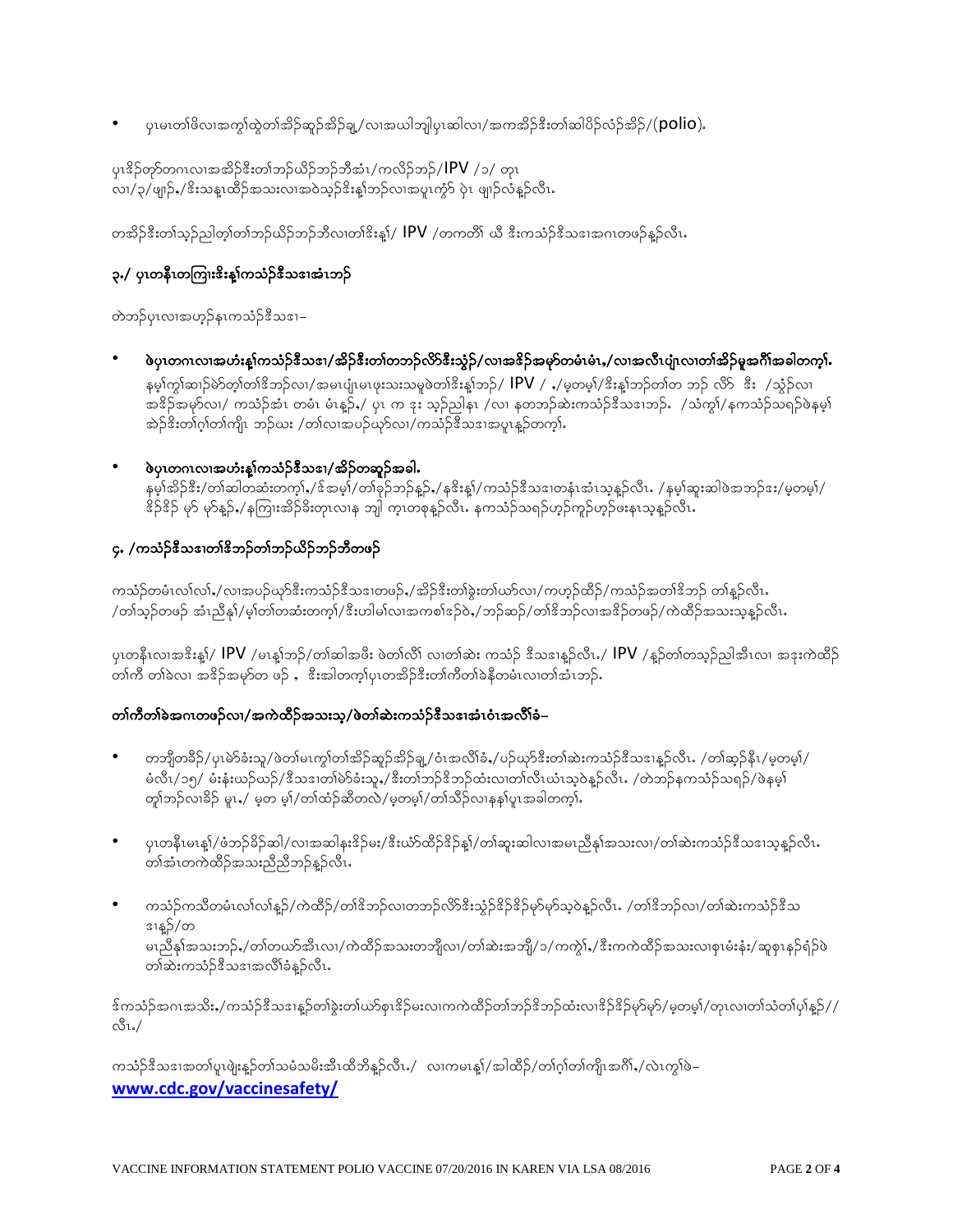- ပှၤမၤတၢ်ဖိလၢအကွၢ်ထွဲတၢ်အိၣ်ဆူၣ်အိၣ်ချ့/လၢအယါဘျါပှၤဆါလၢ/အကအိၣ်ဒီးတၢ်ဆါပိၣ်လံၣ်အိၣ်/(polio).

ပှၤဒိၣ်တုာ်တဂၤလၢအအိၣ်ဒီးတၢ်ဘၣ်ယိၣ်ဘၣ်ဘီအံၤ/ကလိၣ်ဘၣ်/IPV /၁/ တုၤ လၢ/၃/ဖျၣ်,/ဒီးသန့ထိၣ်အသးလၢအဝဲသ့ၣ်ဒီးန့ၢ်ဘၣ်လၢအပူၤကွံာ် ပှဲၤ ဖျၣ်လံန့ၣ်လီၤ.

တအိၣ်ဒီးတၢ်သ့ၣ်ညါတ့ၢ်တၢ်ဘၣ်ယိၣ်ဘၣ်ဘီလၢတၢ်ဒိးန့ၢ်/ IPV /တကတီၢ် ယီ ဒီးကသံၣ်ဒီသဒၢအဂၤတဖၣ်န့ၣ်လီၤ.

## ၃./ ပှၤတနီၤတကြၢးဒိးန့ၢ်ကသံၣ်ဒီသဒၢအံၤဘၣ်

တဲဘၣ်ပှၤလၢအဟ့ၣ်နၤကသံၣ်ဒီသဒၢ–

- **ဖဲပှၤတဂၤလၢအဟံးန့ၢ်ကသံၣ်ဒီသဒၢ/အိၣ်ဒီးတၢ်တဘၣ်လိာ်ဒီးသွံၣ်/လၢအဒိၣ်အမုာ်တမံၤမံၤ,/လၢအလီၤပျံၤလၢတၢ်အိၣ်မူအဂီၢ်အခါတက့ၢ်.**
  နမ့ၢ်ကွၢ်ဆၢၣ်မဲာ်တ့ၢ်တၢ်ဒိဘၣ်လၢ/အမၤပျံၤမၤဖုးသးသမူဖဲတၢ်ဒိးန့ၢ်ဘၣ်/ IPV / ,/မ့တမ့ၢ်/ဒိးန့ၢ်ဘၣ်တၢ်တ ဘၣ် လိာ် ဒီး /သွံၣ်လၢ အဒိၣ်အမုာ်လၢ/ ကသံၣ်အံၤ တမံၤ မံၤန့ၣ်,/ ပှၤ က ဒုး သ့ၣ်ညါနၤ /လၢ နတဘၣ်ဆဲးကသံၣ်ဒီသဒၢဘၣ်. /သံကွၢ်/နကသံၣ်သရၣ်ဖဲနမ့ၢ် ဆဲၣ်ဒီးတၢ်ဂ့ၢ်တၢ်ကျိၤ ဘၣ်ဃး /တၢ်လၢအပၣ်ဃုာ်လၢ/ကသံၣ်ဒီသဒၢအပူၤန့ၣ်တက့ၢ်.

- **ဖဲပှၤတဂၤလၢအဟံးန့ၢ်ကသံၣ်ဒီသဒၢ/အိၣ်တဆူၣ်အခါ.**
  နမ့ၢ်အိၣ်ဒီး/တၢ်ဆါတဆံးတက့ၢ်,/ဒ်အမ့ၢ်/တၢ်ခုၣ်ဘၣ်နၣ်,/နဒိးန့ၢ်/ကသံၣ်ဒီသဒၢတနံၤအံၤသ့န့ၣ်လီၤ. /နမ့ၢ်ဆူးဆါဖဲအဘၣ်ဒး/မ့တမ့ၢ်/ ဒိၣ်ဒိၣ် မုာ် မုာ်နၣ်,/နကြၢးအိၣ်ခိးတုၤလၢန ဘျါ က့ၤတစုန့ၣ်လီၤ. နကသံၣ်သရၣ်ဟ့ၣ်ကူၣ်ဟ့ၣ်ဖးနၤသ့န့ၣ်လီၤ.

## ၄. /ကသံၣ်ဒီသဒၢတၢ်ဒိဘၣ်တၢ်ဘၣ်ယိၣ်ဘၣ်ဘီတဖၣ်

ကသံၣ်တမံၤလၢ်လၢ်,/လၢအပၣ်ဃုာ်ဒီးကသံၣ်ဒီသဒၢတဖၣ်,/အိၣ်ဒီးတၢ်ခွဲးတၢ်ယာ်လၢ/ကဟ့ၣ်ထိၣ်/ကသံၣ်အတၢ်ဒိဘၣ် တၢ်န့ၣ်လီၤ. /တၢ်သ့ၣ်တဖၣ် အံၤညီန့ၢ်/မ့ၢ်တၢ်တဆံးတက့ၢ်/ဒီးဟါမၢ်လၢအကစၢ်ဒၣ်ဝဲ,/ဘၣ်ဆၣ်/တၢ်ဒိဘၣ်လၢအဒိၣ်တဖၣ်/ကဲထိၣ်အသးသ့န့ၣ်လီၤ.

ပှၤတနီၤလၢအဒိးန့ၢ်/ IPV /မၤန့ၢ်ဘၣ်/တၢ်ဆါအဖိး ဖဲတၢ်လိၢ် လၢတၢ်ဆဲး ကသံၣ် ဒီသဒၢန့ၣ်လီၤ./ IPV /န့ၣ်တၢ်တသ့ၣ်ညါအီၤလၢ အဒုးကဲထိၣ် တၢ်ကီ တၢ်ခဲလၢ အဒိၣ်အမုာ်တ ဖၣ် , ဒီးအါတက့ၢ်ပှၤတအိၣ်ဒီးတၢ်ကီတၢ်ခဲနီတမံၤလၢတၢ်အံၤဘၣ်.

**တၢ်ကီတၢ်ခဲအဂၤတဖၣ်လၢ/အကဲထိၣ်အသးသ့/ဖဲတၢ်ဆဲးကသံၣ်ဒီသဒၢအံၤဝံၤအလိၢ်ခံ–**

- တဘျီတခီၣ်/ပှၤမဲာ်ခံးသူ/ဖဲတၢ်မၤကွၢ်တၢ်အိၣ်ဆူၣ်အိၣ်ချ့/ဝံၤအလိၢ်ခံ,/ပၣ်ဃုာ်ဒီးတၢ်ဆဲးကသံၣ်ဒီသဒၢန့ၣ်လီၤ. /တၢ်ဆ့ၣ်နီၤ/မ့တမ့ၢ်/ မံလီၤ/၁၅/ မံးနံးဃဉ်ယဉ်/ဒီသဒၢတၢ်မဲာ်ခံးသူ,/ဒီးတၢ်ဘၣ်ဒိဘၣ်ထံးလၢတၢ်လီၤဃံၤသ့ဝဲန့ၣ်လီၤ. /တဲဘၣ်နကသံၣ်သရၣ်/ဖဲနမ့ၢ် တူၢ်ဘၣ်လၢခိၣ် မူၤ,/ မ့တ မ့ၢ်/တၢ်ထံၣ်ဆီတလဲ/မ့တမ့ၢ်/တၢ်သိၣ်လၢနနၢ်ပူၤအခါတက့ၢ်.

- ပှၤတနီၤမၤန့ၢ်/ဖံဘၣ်ခိၣ်ဆါ/လၢအဆါနးဒိၣ်မး/ဒီးယံာ်ထိၣ်ဒိၣ်န့ၢ်/တၢ်ဆူးဆါလၢအမၤညီန့ၢ်အသးလၢ/တၢ်ဆဲးကသံၣ်ဒီသဒၢသ့န့ၣ်လီၤ. တၢ်အံၤတကဲထိၣ်အသးညီညီဘၣ်န့ၣ်လီၤ.

- ကသံၣ်ကသီတမံၤလၢ်လၢ်န့ၣ်/ကဲထိၣ်/တၢ်ဒိဘၣ်လၢတဘၣ်လိာ်ဒီးသွံၣ်ဒိၣ်ဒိၣ်မုာ်မုာ်သ့ဝဲန့ၣ်လီၤ. /တၢ်ဒိဘၣ်လၢ/တၢ်ဆဲးကသံၣ်ဒီသ ဒၢန့ၣ်/တ မၤညီန့ၢ်အသးဘၣ်,/တၢ်တယာ်အီၤလၢ/ကဲထိၣ်အသးတဘျီလၢ/တၢ်ဆဲးအဘျီ/၁/ကကွဲၢ်,/ဒီးကကဲထိၣ်အသးလၢစှၤမံးနံး/ဆူစှၤနၣ်ရံၣ်ဖဲ တၢ်ဆဲးကသံၣ်ဒီသဒၢအလိၢ်ခံန့ၣ်လီၤ.

ဒ်ကသံၣ်အဂၤအသိး,/ကသံၣ်ဒီသဒၢန့ၣ်တၢ်ခွဲးတၢ်ယာ်စှၤဒိၣ်မးလၢကကဲထိၣ်တၢ်ဘၣ်ဒိဘၣ်ထံးလၢဒိၣ်ဒိၣ်မုာ်မုာ်/မ့တမ့ၢ်/တုၤလၢတၢ်သံတၢ်ပှၢ်န့ၣ်// လီၤ./

ကသံၣ်ဒီသဒၢအတၢ်ပူၤဖျဲးန့ၣ်တၢ်သမံသမိးအီၤထိဘိန့ၣ်လီၤ./ လၢကမၤန့ၢ်/အါထိၣ်/တၢ်ဂ့ၢ်တၢ်ကျိၤအဂီၢ်,/လဲၤကွၢ်ဖဲ– **www.cdc.gov/vaccinesafety/**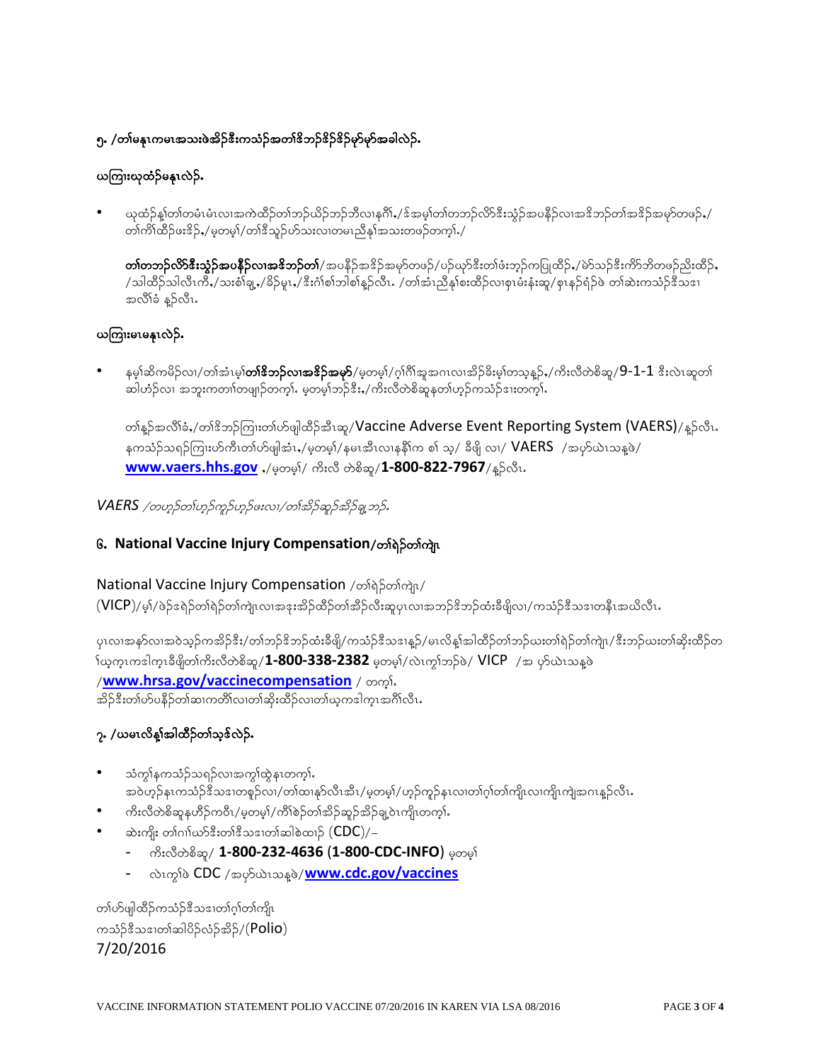## ၅. /တၢ်မနုၤကမၤအသးဖဲအိၣ်ဒီးကသံၣ်အတၢ်ဒိဘၣ်ဒိၣ်ဒိၣ်မုာ်မုာ်အခါလဲၣ်.

### ယကြၢးယုထံၣ်မနုၤလဲၣ်.

- ယုထံၣ်နၢ်တၢ်တမံၤမံၤလၢအကဲထိၣ်တၢ်ဘၣ်ယိၣ်ဘၣ်ဘီလၢနဂီၢ်./ဒ်အမ့ၢ်တၢ်တဘၣ်လိာ်ဒီးသွံၣ်အပနိၣ်လၢအဒိဘၣ်တၢ်အဒိၣ်အမုာ်တဖၣ်./တၢ်ကိၢ်ထိၣ်ဖးဒိၣ်./မ့တမ့ၢ်/တၢ်ဒိသူၣ်ဟ်သးလၢတမၤညီနၢ်အသးတဖၣ်တက့ၢ်./

  **တၢ်တဘၣ်လိာ်ဒီးသွံၣ်အပနိၣ်လၢအဒိဘၣ်တၢ်**/အပနိၣ်အဒိၣ်အမုာ်တဖၣ်/ပဉ်ယုာ်ဒီးတၢ်ဖံးဘ့ၣ်ကပြုထိၣ်./ဓဲာ်သၣ်ဒီးကိာ်ဘိတဖၣ်ညိးထိၣ်./သါထိၣ်သါလီၤကီ./သးစံၢ်ချ့./ခိၣ်မူၤ./ဒီးဂံၢ်စၢ်ဘါစၢ်နၣ်လီၤ. /တၢ်အံၤညီနၢ်စးထိၣ်လၢစ့ၤမံးနံးဆူ/စ့ၤနၣ်ရံၣ်ဖဲ တၢ်ဆဲးကသံၣ်ဒီသဒၢအလီၢ်ခံ နၣ်လီၤ.

### ယကြၢးမၤမနုၤလဲၣ်.

- နမ့ၢ်ဆိကမိၣ်လၢ/တၢ်အံၤမ့ၢ်**တၢ်ဒိဘၣ်လၢအဒိၣ်အမုာ်**/မ့တမ့ၢ်/ဂ့ၢ်ဂီၢ်အူအဂၤလၢအိၣ်ဒိးမ့ၢ်တသ့နၣ်./ကိးလီတဲစိဆူ/9-1-1 ဒီးလဲၤဆူတၢ်ဆါဟံၣ်လၢ အဘူးကတၢၢ်တဖျၢၣ်တက့ၢ်. မ့တမ့ၢ်ဘၣ်ဒီး./ကိးလီတဲစိဆူနတၢ်ဟ့ၣ်ကသံၣ်ဒၢးတက့ၢ်.

  တၢ်နၣ်အလီၢ်ခံ./တၢ်ဒိဘၣ်ကြၢးတၢ်ဟ်ဖျါထိၣ်အီၤဆူ/Vaccine Adverse Event Reporting System (VAERS)/နၣ်လီၤ. နကသံၣ်သရၣ်ကြၢးဟ်ကီၤတၢ်ဟ်ဖျါအံၤ./မ့တမ့ၢ်/နမၤအီၤလၢနနီၢ်က စၢ် သ့/ ခီဖျိ လၢ/ VAERS /အပှာ်ယဲၤသန့ဖဲ/ **www.vaers.hhs.gov** ./မ့တမ့ၢ်/ ကိးလီ တဲစိဆူ/**1-800-822-7967**/နၣ်လီၤ.

*VAERS /တဟ့ၣ်တၢ်ဟ့ၣ်ကူၣ်ဟ့ၣ်ဖးလၢ/တၢ်အိၣ်ဆူၣ်အိၣ်ချ့ဘၣ်.*

## ၆. National Vaccine Injury Compensation/တၢ်ရဲၣ်တၢ်ကျဲၤ

National Vaccine Injury Compensation /တၢ်ရဲၣ်တၢ်ကျဲၤ/ (VICP)/မ့ၢ်/ဖဲၣ်ဒရဲၣ်တၢ်ရဲၣ်တၢ်ကျဲၤလၢအဒုးအိၣ်ထိၣ်တၢ်အိၣ်လီးဆူပှၤလၢအဘၣ်ဒိဘၣ်ထံးခီဖျိလၢ/ကသံၣ်ဒီသဒၢတနီၤအဃိလီၤ.

ပှၤလၢအနာ်လၢအဝဲသ့ၣ်ကအိၣ်ဒီး/တၢ်ဘၣ်ဒိဘၣ်ထံးခီဖျိ/ကသံၣ်ဒီသဒၢနၣ်/မၤလိန့ၢ်အါထိၣ်တၢ်ဘၣ်ဃးတၢ်ရဲၣ်တၢ်ကျဲၤ/ဒီးဘၣ်ဃးတၢ်ဆိုးထိၣ်တၢ်ယ့ကုၤကဒါကုၤခီဖျိတၢ်ကိးလီတဲစိဆူ/**1-800-338-2382** မ့တမ့ၢ်/လဲၤကွၢ်ဘၣ်ဖဲ/ VICP /အ ပှာ်ယဲၤသန့ဖဲ /**www.hrsa.gov/vaccinecompensation** / တက့ၢ်.
အိၣ်ဒီးတၢ်ဟ်ပနိၣ်တၢ်ဆၢကတီၢ်လၢတၢ်ဆိုးထိၣ်လၢတၢ်ယ့ကဒါကုၤအဂီၢ်လီၤ.

## ၇. /ယမၤလိန့ၢ်အါထိၣ်တၢ်သ့ဒ်လဲၣ်.

- သံကွၢ်နကသံၣ်သရၣ်လၢအကွၢ်ထွဲနၤတက့ၢ်.
  အဝဲဟ့ၣ်နၤကသံၣ်ဒီသဒၢတစူၣ်လၢ/တၢ်ထၢနာ်လီၤအီၤ/မ့တမ့ၢ်/ဟ့ၣ်ကူၣ်နၤလၢတၢ်ဂ့ၢ်တၢ်ကျိၤလၢကျိၤကျဲအဂၤန့ၣ်လီၤ.
- ကိးလီတဲစိဆူနဟီၣ်ကဝီၤ/မ့တမ့ၢ်/ကီၢ်စဲၣ်တၢ်အိၣ်ဆူၣ်အိၣ်ချ့ဝဲၤကျိၤတက့ၢ်.
- ဆဲးကျိး တၢ်ဂၢၢ်ယာ်ဒီးတၢ်ဒီသဒၢတၢ်ဆါစဲထၢၣ် (CDC)/-
  - ကိးလီတဲစိဆူ/ **1-800-232-4636** (**1-800-CDC-INFO**) မ့တမ့ၢ်
  - လဲၤကွၢ်ဖဲ CDC /အပှာ်ယဲၤသန့ဖဲ/**www.cdc.gov/vaccines**

တၢ်ဟ်ဖျါထိၣ်ကသံၣ်ဒီသဒၢတၢ်ဂ့ၢ်တၢ်ကျိၤ
ကသံၣ်ဒီသဒၢတၢ်ဆါပိၣ်လံၣ်အိၣ်/(Polio)
7/20/2016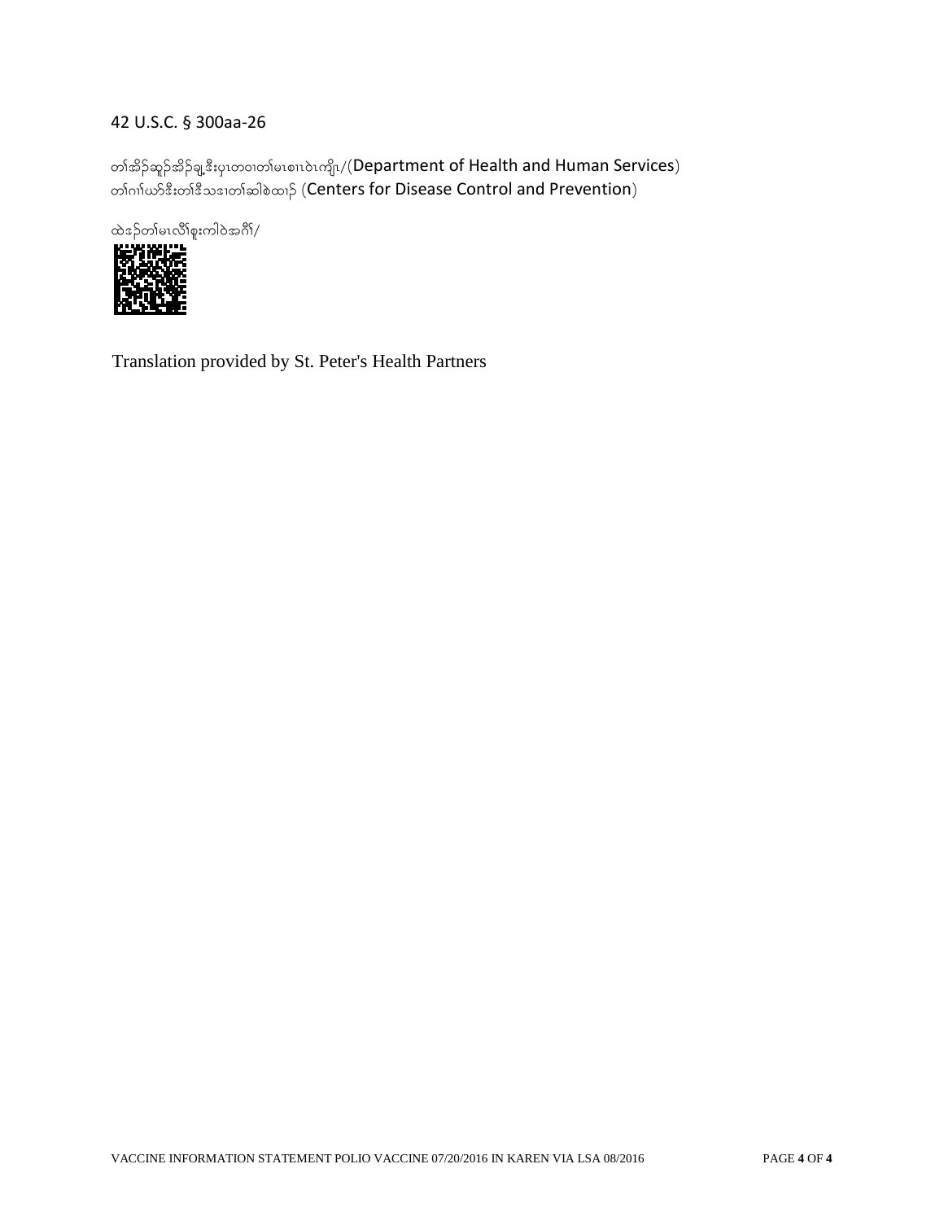42 U.S.C. § 300aa-26

တၢ်အိၣ်ဆူၣ်အိၣ်ချ့ဒီးပှၤတဝၢတၢ်မၤစၢၤဝဲၤကျိၤ/(Department of Health and Human Services)
တၢ်ဂၢၢ်ဃာ်ဒီးတၢ်ဒီသဒၢတၢ်ဆါစဲထၢၣ် (Centers for Disease Control and Prevention)

ထဲဒၣ်တၢ်မၤလိာ်စူးကါဝဲအဂီၢ်/

Translation provided by St. Peter's Health Partners